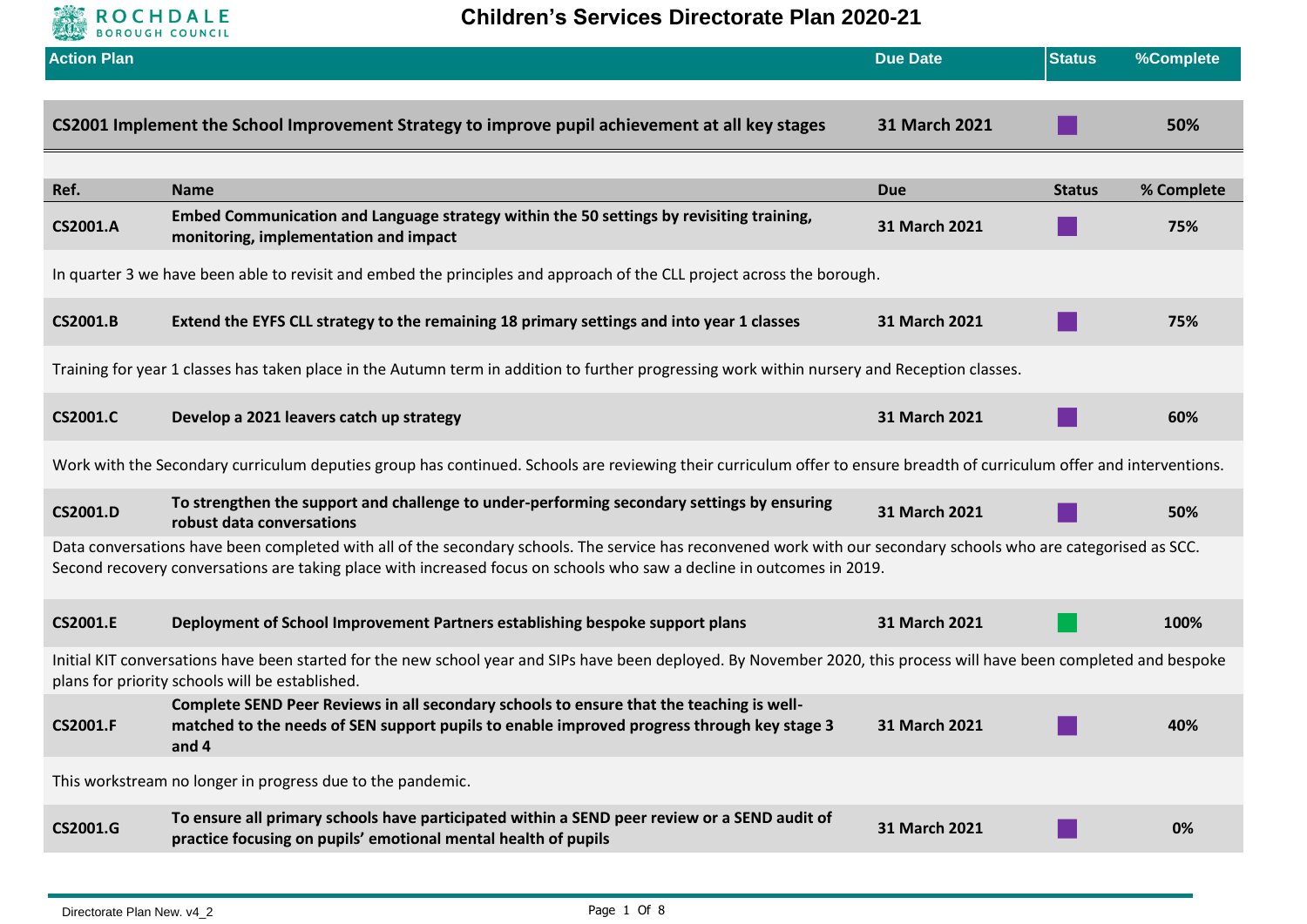# Children's Services Directorate Plan 2020-21

| Action Plan | Due Date | Status | %Complete |
|---|---|---|---|
| **CS2001 Implement the School Improvement Strategy to improve pupil achievement at all key stages** | **31 March 2021** | ■ | **50%** |

| Ref. | Name | Due | Status | % Complete |
|---|---|---|---|---|
| **CS2001.A** | **Embed Communication and Language strategy within the 50 settings by revisiting training, monitoring, implementation and impact** | **31 March 2021** | ■ | **75%** |
| In quarter 3 we have been able to revisit and embed the principles and approach of the CLL project across the borough. | | | | |
| **CS2001.B** | **Extend the EYFS CLL strategy to the remaining 18 primary settings and into year 1 classes** | **31 March 2021** | ■ | **75%** |
| Training for year 1 classes has taken place in the Autumn term in addition to further progressing work within nursery and Reception classes. | | | | |
| **CS2001.C** | **Develop a 2021 leavers catch up strategy** | **31 March 2021** | ■ | **60%** |
| Work with the Secondary curriculum deputies group has continued. Schools are reviewing their curriculum offer to ensure breadth of curriculum offer and interventions. | | | | |
| **CS2001.D** | **To strengthen the support and challenge to under-performing secondary settings by ensuring robust data conversations** | **31 March 2021** | ■ | **50%** |
| Data conversations have been completed with all of the secondary schools. The service has reconvened work with our secondary schools who are categorised as SCC. Second recovery conversations are taking place with increased focus on schools who saw a decline in outcomes in 2019. | | | | |
| **CS2001.E** | **Deployment of School Improvement Partners establishing bespoke support plans** | **31 March 2021** | ■ | **100%** |
| Initial KIT conversations have been started for the new school year and SIPs have been deployed. By November 2020, this process will have been completed and bespoke plans for priority schools will be established. | | | | |
| **CS2001.F** | **Complete SEND Peer Reviews in all secondary schools to ensure that the teaching is well-matched to the needs of SEN support pupils to enable improved progress through key stage 3 and 4** | **31 March 2021** | ■ | **40%** |
| This workstream no longer in progress due to the pandemic. | | | | |
| **CS2001.G** | **To ensure all primary schools have participated within a SEND peer review or a SEND audit of practice focusing on pupils' emotional mental health of pupils** | **31 March 2021** | ■ | **0%** |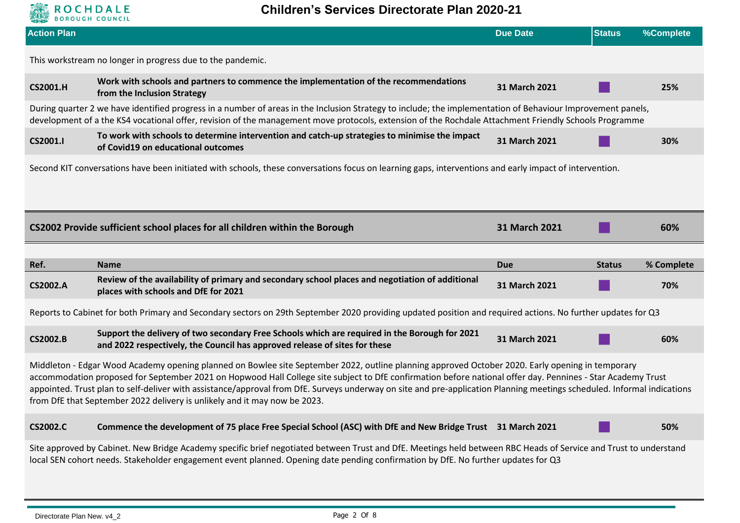# Children's Services Directorate Plan 2020-21

| Action Plan | Due Date | Status | %Complete |
|---|---|---|---|

This workstream no longer in progress due to the pandemic.

| Ref. | Name | Due | Status | % Complete |
|---|---|---|---|---|
| **CS2001.H** | **Work with schools and partners to commence the implementation of the recommendations from the Inclusion Strategy** | **31 March 2021** | | **25%** |

During quarter 2 we have identified progress in a number of areas in the Inclusion Strategy to include; the implementation of Behaviour Improvement panels, development of a the KS4 vocational offer, revision of the management move protocols, extension of the Rochdale Attachment Friendly Schools Programme

| Ref. | Name | Due | Status | % Complete |
|---|---|---|---|---|
| **CS2001.I** | **To work with schools to determine intervention and catch-up strategies to minimise the impact of Covid19 on educational outcomes** | **31 March 2021** | | **30%** |

Second KIT conversations have been initiated with schools, these conversations focus on learning gaps, interventions and early impact of intervention.

| | Due Date | Status | %Complete |
|---|---|---|---|
| **CS2002 Provide sufficient school places for all children within the Borough** | **31 March 2021** | | **60%** |

| Ref. | Name | Due | Status | % Complete |
|---|---|---|---|---|
| **CS2002.A** | **Review of the availability of primary and secondary school places and negotiation of additional places with schools and DfE for 2021** | **31 March 2021** | | **70%** |

Reports to Cabinet for both Primary and Secondary sectors on 29th September 2020 providing updated position and required actions. No further updates for Q3

| Ref. | Name | Due | Status | % Complete |
|---|---|---|---|---|
| **CS2002.B** | **Support the delivery of two secondary Free Schools which are required in the Borough for 2021 and 2022 respectively, the Council has approved release of sites for these** | **31 March 2021** | | **60%** |

Middleton - Edgar Wood Academy opening planned on Bowlee site September 2022, outline planning approved October 2020. Early opening in temporary accommodation proposed for September 2021 on Hopwood Hall College site subject to DfE confirmation before national offer day. Pennines - Star Academy Trust appointed. Trust plan to self-deliver with assistance/approval from DfE. Surveys underway on site and pre-application Planning meetings scheduled. Informal indications from DfE that September 2022 delivery is unlikely and it may now be 2023.

| Ref. | Name | Due | Status | % Complete |
|---|---|---|---|---|
| **CS2002.C** | **Commence the development of 75 place Free Special School (ASC) with DfE and New Bridge Trust** | **31 March 2021** | | **50%** |

Site approved by Cabinet. New Bridge Academy specific brief negotiated between Trust and DfE. Meetings held between RBC Heads of Service and Trust to understand local SEN cohort needs. Stakeholder engagement event planned. Opening date pending confirmation by DfE. No further updates for Q3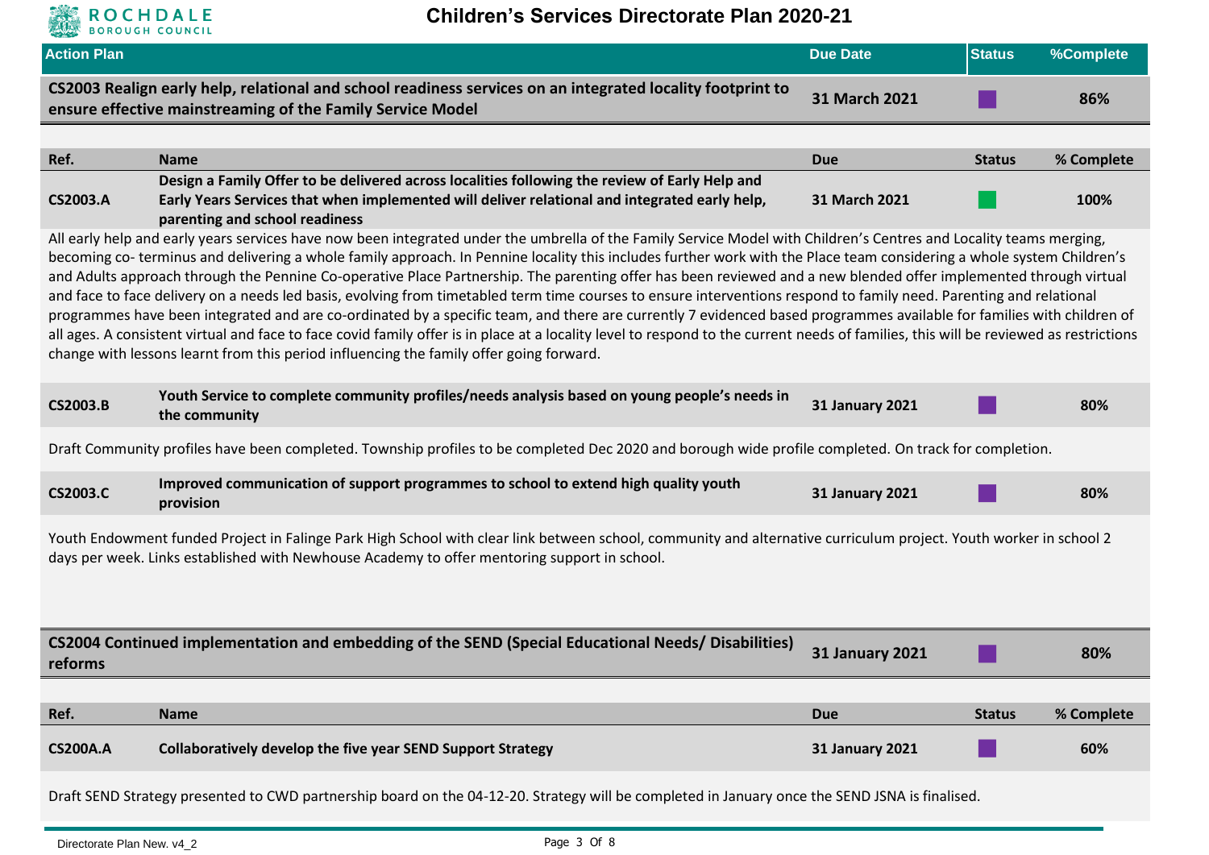# Children's Services Directorate Plan 2020-21

| Action Plan | Due Date | Status | %Complete |
|---|---|---|---|
| **CS2003 Realign early help, relational and school readiness services on an integrated locality footprint to ensure effective mainstreaming of the Family Service Model** | **31 March 2021** | | **86%** |

| Ref. | Name | Due | Status | % Complete |
|---|---|---|---|---|
| **CS2003.A** | **Design a Family Offer to be delivered across localities following the review of Early Help and Early Years Services that when implemented will deliver relational and integrated early help, parenting and school readiness** | **31 March 2021** | | **100%** |

All early help and early years services have now been integrated under the umbrella of the Family Service Model with Children's Centres and Locality teams merging, becoming co- terminus and delivering a whole family approach. In Pennine locality this includes further work with the Place team considering a whole system Children's and Adults approach through the Pennine Co-operative Place Partnership. The parenting offer has been reviewed and a new blended offer implemented through virtual and face to face delivery on a needs led basis, evolving from timetabled term time courses to ensure interventions respond to family need. Parenting and relational programmes have been integrated and are co-ordinated by a specific team, and there are currently 7 evidenced based programmes available for families with children of all ages. A consistent virtual and face to face covid family offer is in place at a locality level to respond to the current needs of families, this will be reviewed as restrictions change with lessons learnt from this period influencing the family offer going forward.

| Ref. | Name | Due | Status | % Complete |
|---|---|---|---|---|
| **CS2003.B** | **Youth Service to complete community profiles/needs analysis based on young people's needs in the community** | **31 January 2021** | | **80%** |

Draft Community profiles have been completed. Township profiles to be completed Dec 2020 and borough wide profile completed. On track for completion.

| Ref. | Name | Due | Status | % Complete |
|---|---|---|---|---|
| **CS2003.C** | **Improved communication of support programmes to school to extend high quality youth provision** | **31 January 2021** | | **80%** |

Youth Endowment funded Project in Falinge Park High School with clear link between school, community and alternative curriculum project. Youth worker in school 2 days per week. Links established with Newhouse Academy to offer mentoring support in school.

| Action Plan | Due Date | Status | %Complete |
|---|---|---|---|
| **CS2004 Continued implementation and embedding of the SEND (Special Educational Needs/ Disabilities) reforms** | **31 January 2021** | | **80%** |

| Ref. | Name | Due | Status | % Complete |
|---|---|---|---|---|
| **CS200A.A** | **Collaboratively develop the five year SEND Support Strategy** | **31 January 2021** | | **60%** |

Draft SEND Strategy presented to CWD partnership board on the 04-12-20. Strategy will be completed in January once the SEND JSNA is finalised.

Directorate Plan New. v4_2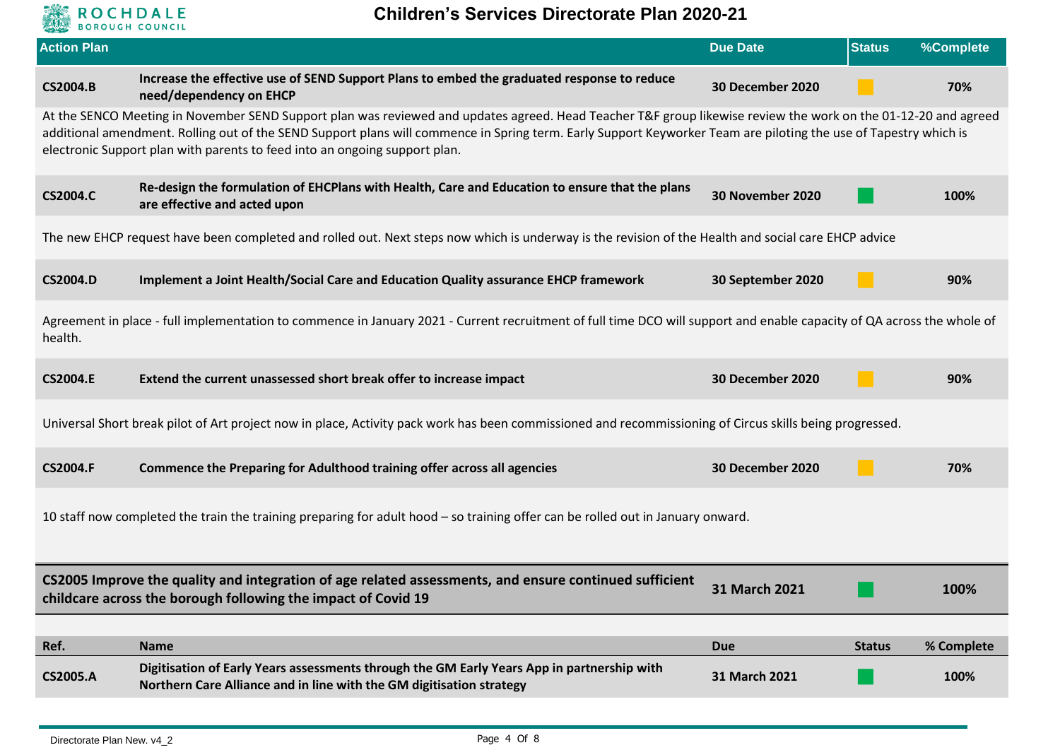# Children's Services Directorate Plan 2020-21

| Action Plan | | Due Date | Status | %Complete |
|---|---|---|---|---|
| **CS2004.B** | **Increase the effective use of SEND Support Plans to embed the graduated response to reduce need/dependency on EHCP** | **30 December 2020** | Amber | **70%** |

At the SENCO Meeting in November SEND Support plan was reviewed and updates agreed. Head Teacher T&F group likewise review the work on the 01-12-20 and agreed additional amendment. Rolling out of the SEND Support plans will commence in Spring term. Early Support Keyworker Team are piloting the use of Tapestry which is electronic Support plan with parents to feed into an ongoing support plan.

| | | | | |
|---|---|---|---|---|
| **CS2004.C** | **Re-design the formulation of EHCPlans with Health, Care and Education to ensure that the plans are effective and acted upon** | **30 November 2020** | Green | **100%** |

The new EHCP request have been completed and rolled out. Next steps now which is underway is the revision of the Health and social care EHCP advice

| | | | | |
|---|---|---|---|---|
| **CS2004.D** | **Implement a Joint Health/Social Care and Education Quality assurance EHCP framework** | **30 September 2020** | Amber | **90%** |

Agreement in place - full implementation to commence in January 2021 - Current recruitment of full time DCO will support and enable capacity of QA across the whole of health.

| | | | | |
|---|---|---|---|---|
| **CS2004.E** | **Extend the current unassessed short break offer to increase impact** | **30 December 2020** | Amber | **90%** |

Universal Short break pilot of Art project now in place, Activity pack work has been commissioned and recommissioning of Circus skills being progressed.

| | | | | |
|---|---|---|---|---|
| **CS2004.F** | **Commence the Preparing for Adulthood training offer across all agencies** | **30 December 2020** | Amber | **70%** |

10 staff now completed the train the training preparing for adult hood – so training offer can be rolled out in January onward.

| | Due Date | Status | %Complete |
|---|---|---|---|
| **CS2005 Improve the quality and integration of age related assessments, and ensure continued sufficient childcare across the borough following the impact of Covid 19** | **31 March 2021** | Green | **100%** |

| Ref. | Name | Due | Status | % Complete |
|---|---|---|---|---|
| **CS2005.A** | **Digitisation of Early Years assessments through the GM Early Years App in partnership with Northern Care Alliance and in line with the GM digitisation strategy** | **31 March 2021** | Green | **100%** |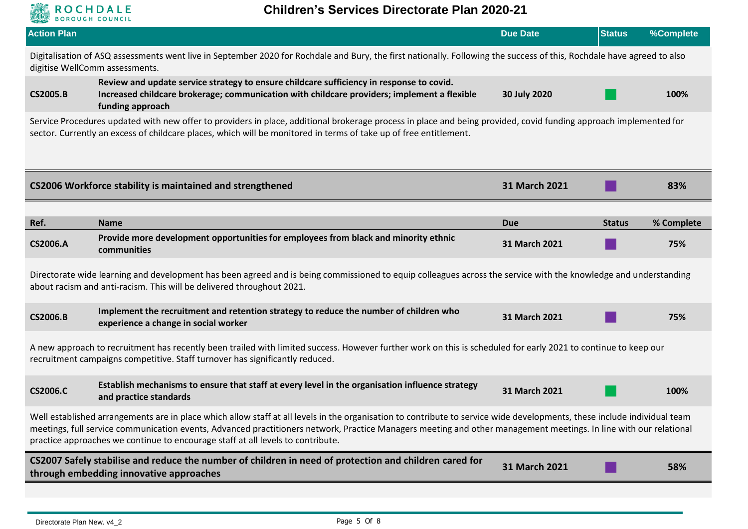| Action Plan | Due Date | Status | %Complete |
|---|---|---|---|

Digitalisation of ASQ assessments went live in September 2020 for Rochdale and Bury, the first nationally. Following the success of this, Rochdale have agreed to also digitise WellComm assessments.

| Ref. | Name | Due | Status | % Complete |
|---|---|---|---|---|
| **CS2005.B** | **Review and update service strategy to ensure childcare sufficiency in response to covid. Increased childcare brokerage; communication with childcare providers; implement a flexible funding approach** | **30 July 2020** | | **100%** |

Service Procedures updated with new offer to providers in place, additional brokerage process in place and being provided, covid funding approach implemented for sector. Currently an excess of childcare places, which will be monitored in terms of take up of free entitlement.

| | Due Date | Status | %Complete |
|---|---|---|---|
| **CS2006 Workforce stability is maintained and strengthened** | **31 March 2021** | | **83%** |

| Ref. | Name | Due | Status | % Complete |
|---|---|---|---|---|
| **CS2006.A** | **Provide more development opportunities for employees from black and minority ethnic communities** | **31 March 2021** | | **75%** |

Directorate wide learning and development has been agreed and is being commissioned to equip colleagues across the service with the knowledge and understanding about racism and anti-racism. This will be delivered throughout 2021.

| Ref. | Name | Due | Status | % Complete |
|---|---|---|---|---|
| **CS2006.B** | **Implement the recruitment and retention strategy to reduce the number of children who experience a change in social worker** | **31 March 2021** | | **75%** |

A new approach to recruitment has recently been trailed with limited success. However further work on this is scheduled for early 2021 to continue to keep our recruitment campaigns competitive. Staff turnover has significantly reduced.

| Ref. | Name | Due | Status | % Complete |
|---|---|---|---|---|
| **CS2006.C** | **Establish mechanisms to ensure that staff at every level in the organisation influence strategy and practice standards** | **31 March 2021** | | **100%** |

Well established arrangements are in place which allow staff at all levels in the organisation to contribute to service wide developments, these include individual team meetings, full service communication events, Advanced practitioners network, Practice Managers meeting and other management meetings. In line with our relational practice approaches we continue to encourage staff at all levels to contribute.

| | Due Date | Status | %Complete |
|---|---|---|---|
| **CS2007 Safely stabilise and reduce the number of children in need of protection and children cared for through embedding innovative approaches** | **31 March 2021** | | **58%** |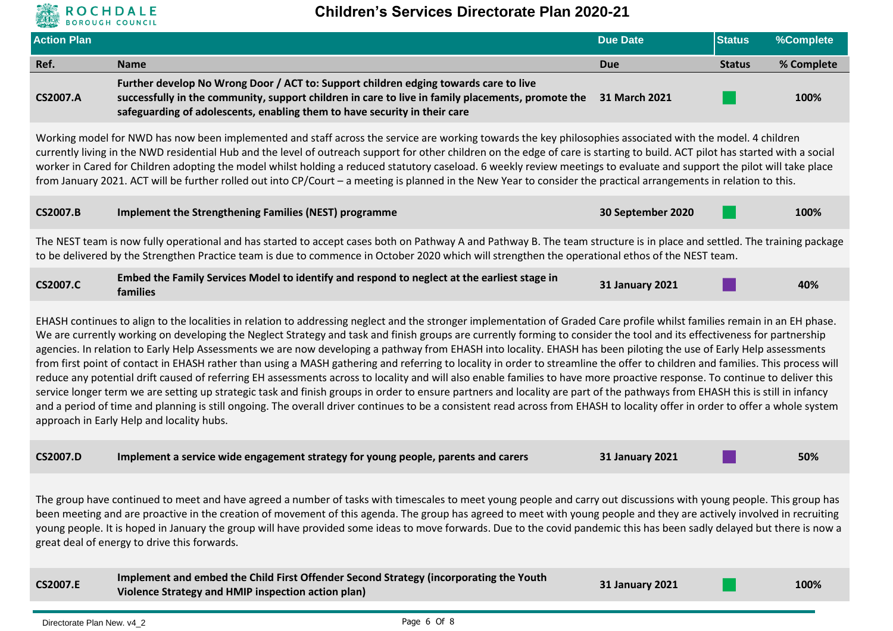# Children's Services Directorate Plan 2020-21

| Action Plan | | Due Date | Status | %Complete |
|---|---|---|---|---|
| **Ref.** | **Name** | **Due** | **Status** | **% Complete** |
| **CS2007.A** | **Further develop No Wrong Door / ACT to: Support children edging towards care to live successfully in the community, support children in care to live in family placements, promote the safeguarding of adolescents, enabling them to have security in their care** | **31 March 2021** | Green | **100%** |

Working model for NWD has now been implemented and staff across the service are working towards the key philosophies associated with the model. 4 children currently living in the NWD residential Hub and the level of outreach support for other children on the edge of care is starting to build. ACT pilot has started with a social worker in Cared for Children adopting the model whilst holding a reduced statutory caseload. 6 weekly review meetings to evaluate and support the pilot will take place from January 2021. ACT will be further rolled out into CP/Court – a meeting is planned in the New Year to consider the practical arrangements in relation to this.

| Ref. | Name | Due | Status | % Complete |
|---|---|---|---|---|
| **CS2007.B** | **Implement the Strengthening Families (NEST) programme** | **30 September 2020** | Green | **100%** |

The NEST team is now fully operational and has started to accept cases both on Pathway A and Pathway B. The team structure is in place and settled. The training package to be delivered by the Strengthen Practice team is due to commence in October 2020 which will strengthen the operational ethos of the NEST team.

| Ref. | Name | Due | Status | % Complete |
|---|---|---|---|---|
| **CS2007.C** | **Embed the Family Services Model to identify and respond to neglect at the earliest stage in families** | **31 January 2021** | Purple | **40%** |

EHASH continues to align to the localities in relation to addressing neglect and the stronger implementation of Graded Care profile whilst families remain in an EH phase. We are currently working on developing the Neglect Strategy and task and finish groups are currently forming to consider the tool and its effectiveness for partnership agencies. In relation to Early Help Assessments we are now developing a pathway from EHASH into locality. EHASH has been piloting the use of Early Help assessments from first point of contact in EHASH rather than using a MASH gathering and referring to locality in order to streamline the offer to children and families. This process will reduce any potential drift caused of referring EH assessments across to locality and will also enable families to have more proactive response. To continue to deliver this service longer term we are setting up strategic task and finish groups in order to ensure partners and locality are part of the pathways from EHASH this is still in infancy and a period of time and planning is still ongoing. The overall driver continues to be a consistent read across from EHASH to locality offer in order to offer a whole system approach in Early Help and locality hubs.

| Ref. | Name | Due | Status | % Complete |
|---|---|---|---|---|
| **CS2007.D** | **Implement a service wide engagement strategy for young people, parents and carers** | **31 January 2021** | Purple | **50%** |

The group have continued to meet and have agreed a number of tasks with timescales to meet young people and carry out discussions with young people. This group has been meeting and are proactive in the creation of movement of this agenda. The group has agreed to meet with young people and they are actively involved in recruiting young people. It is hoped in January the group will have provided some ideas to move forwards. Due to the covid pandemic this has been sadly delayed but there is now a great deal of energy to drive this forwards.

| Ref. | Name | Due | Status | % Complete |
|---|---|---|---|---|
| **CS2007.E** | **Implement and embed the Child First Offender Second Strategy (incorporating the Youth Violence Strategy and HMIP inspection action plan)** | **31 January 2021** | Green | **100%** |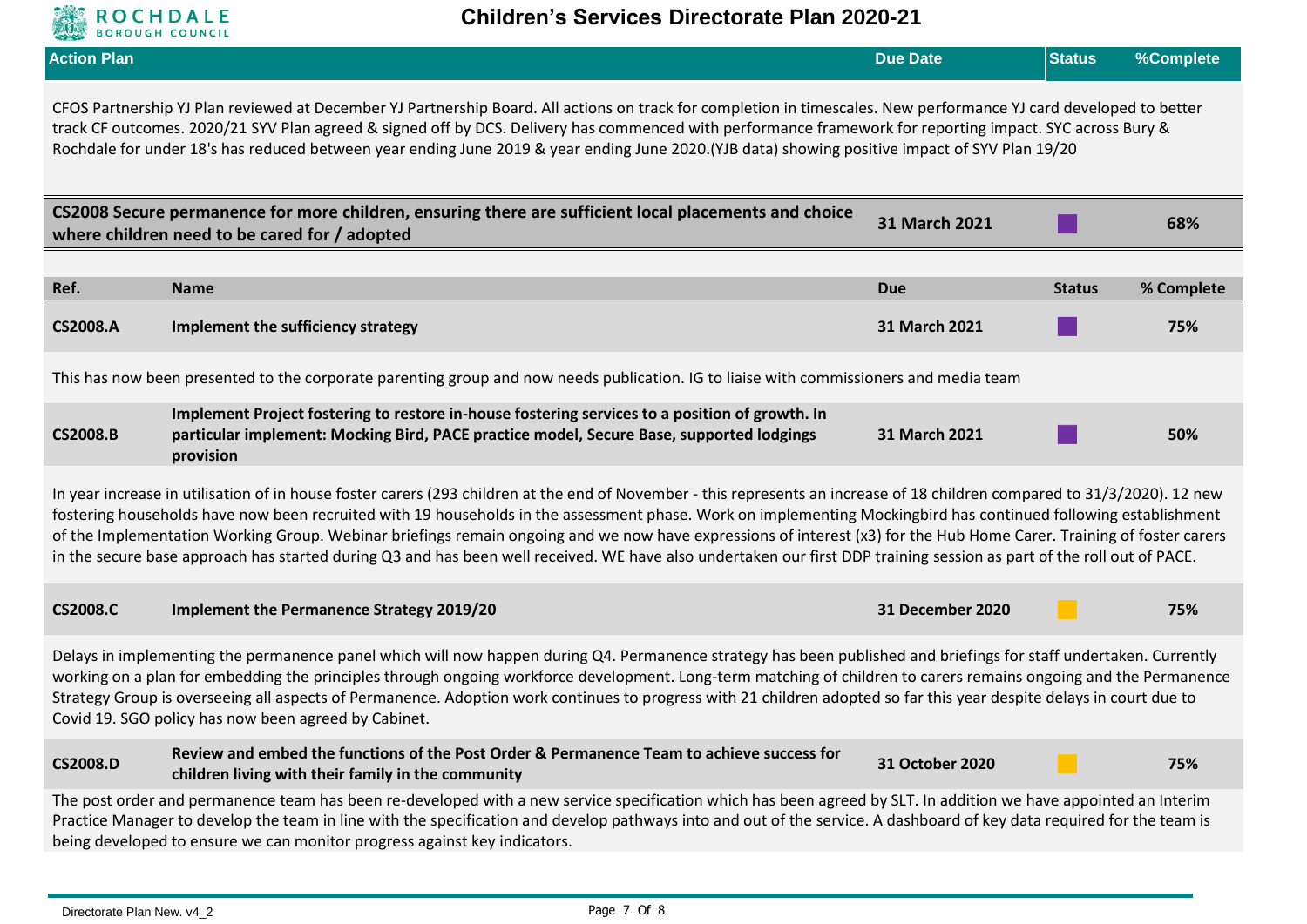| Action Plan | Due Date | Status | %Complete |
|---|---|---|---|

CFOS Partnership YJ Plan reviewed at December YJ Partnership Board. All actions on track for completion in timescales. New performance YJ card developed to better track CF outcomes. 2020/21 SYV Plan agreed & signed off by DCS. Delivery has commenced with performance framework for reporting impact. SYC across Bury & Rochdale for under 18's has reduced between year ending June 2019 & year ending June 2020.(YJB data) showing positive impact of SYV Plan 19/20

| | Due Date | Status | %Complete |
|---|---|---|---|
| **CS2008 Secure permanence for more children, ensuring there are sufficient local placements and choice where children need to be cared for / adopted** | **31 March 2021** | | **68%** |

| Ref. | Name | Due | Status | % Complete |
|---|---|---|---|---|
| **CS2008.A** | **Implement the sufficiency strategy** | **31 March 2021** | | **75%** |

This has now been presented to the corporate parenting group and now needs publication. IG to liaise with commissioners and media team

| Ref. | Name | Due | Status | % Complete |
|---|---|---|---|---|
| **CS2008.B** | **Implement Project fostering to restore in-house fostering services to a position of growth. In particular implement: Mocking Bird, PACE practice model, Secure Base, supported lodgings provision** | **31 March 2021** | | **50%** |

In year increase in utilisation of in house foster carers (293 children at the end of November - this represents an increase of 18 children compared to 31/3/2020). 12 new fostering households have now been recruited with 19 households in the assessment phase. Work on implementing Mockingbird has continued following establishment of the Implementation Working Group. Webinar briefings remain ongoing and we now have expressions of interest (x3) for the Hub Home Carer. Training of foster carers in the secure base approach has started during Q3 and has been well received. WE have also undertaken our first DDP training session as part of the roll out of PACE.

| Ref. | Name | Due | Status | % Complete |
|---|---|---|---|---|
| **CS2008.C** | **Implement the Permanence Strategy 2019/20** | **31 December 2020** | | **75%** |

Delays in implementing the permanence panel which will now happen during Q4. Permanence strategy has been published and briefings for staff undertaken. Currently working on a plan for embedding the principles through ongoing workforce development. Long-term matching of children to carers remains ongoing and the Permanence Strategy Group is overseeing all aspects of Permanence. Adoption work continues to progress with 21 children adopted so far this year despite delays in court due to Covid 19. SGO policy has now been agreed by Cabinet.

| Ref. | Name | Due | Status | % Complete |
|---|---|---|---|---|
| **CS2008.D** | **Review and embed the functions of the Post Order & Permanence Team to achieve success for children living with their family in the community** | **31 October 2020** | | **75%** |

The post order and permanence team has been re-developed with a new service specification which has been agreed by SLT. In addition we have appointed an Interim Practice Manager to develop the team in line with the specification and develop pathways into and out of the service. A dashboard of key data required for the team is being developed to ensure we can monitor progress against key indicators.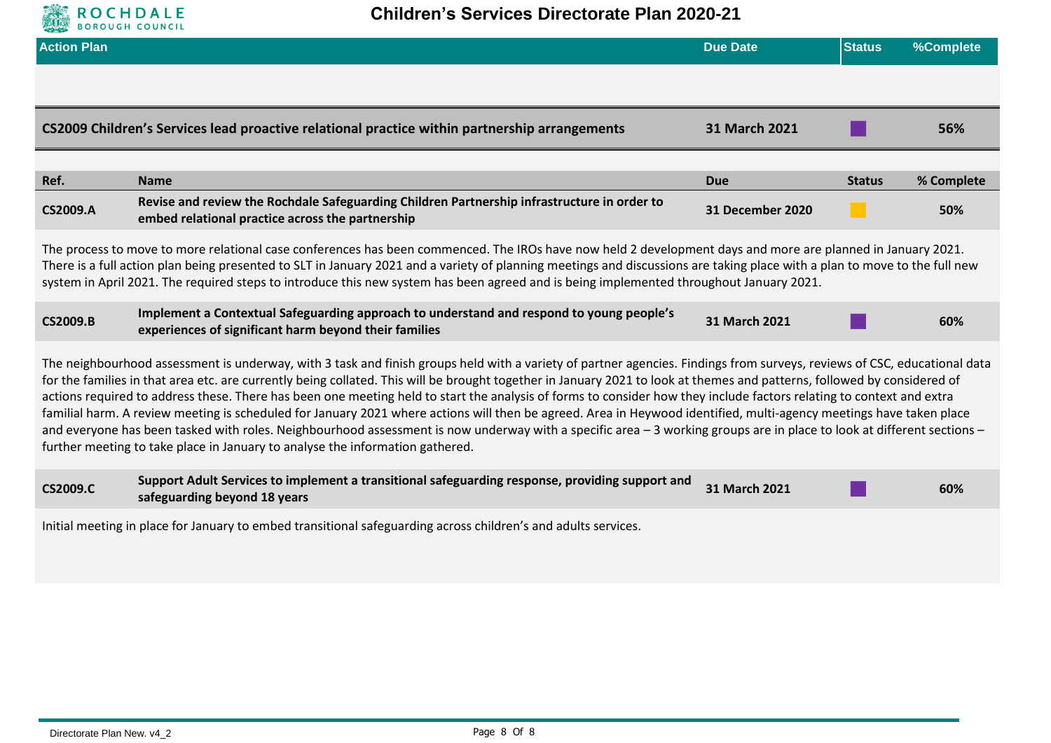| Action Plan | Due Date | Status | %Complete |
|---|---|---|---|
| **CS2009 Children's Services lead proactive relational practice within partnership arrangements** | **31 March 2021** | | **56%** |

| Ref. | Name | Due | Status | % Complete |
|---|---|---|---|---|
| **CS2009.A** | **Revise and review the Rochdale Safeguarding Children Partnership infrastructure in order to embed relational practice across the partnership** | **31 December 2020** | | **50%** |

The process to move to more relational case conferences has been commenced. The IROs have now held 2 development days and more are planned in January 2021. There is a full action plan being presented to SLT in January 2021 and a variety of planning meetings and discussions are taking place with a plan to move to the full new system in April 2021. The required steps to introduce this new system has been agreed and is being implemented throughout January 2021.

| Ref. | Name | Due | Status | % Complete |
|---|---|---|---|---|
| **CS2009.B** | **Implement a Contextual Safeguarding approach to understand and respond to young people's experiences of significant harm beyond their families** | **31 March 2021** | | **60%** |

The neighbourhood assessment is underway, with 3 task and finish groups held with a variety of partner agencies. Findings from surveys, reviews of CSC, educational data for the families in that area etc. are currently being collated. This will be brought together in January 2021 to look at themes and patterns, followed by considered of actions required to address these. There has been one meeting held to start the analysis of forms to consider how they include factors relating to context and extra familial harm. A review meeting is scheduled for January 2021 where actions will then be agreed. Area in Heywood identified, multi-agency meetings have taken place and everyone has been tasked with roles. Neighbourhood assessment is now underway with a specific area – 3 working groups are in place to look at different sections – further meeting to take place in January to analyse the information gathered.

| Ref. | Name | Due | Status | % Complete |
|---|---|---|---|---|
| **CS2009.C** | **Support Adult Services to implement a transitional safeguarding response, providing support and safeguarding beyond 18 years** | **31 March 2021** | | **60%** |

Initial meeting in place for January to embed transitional safeguarding across children's and adults services.